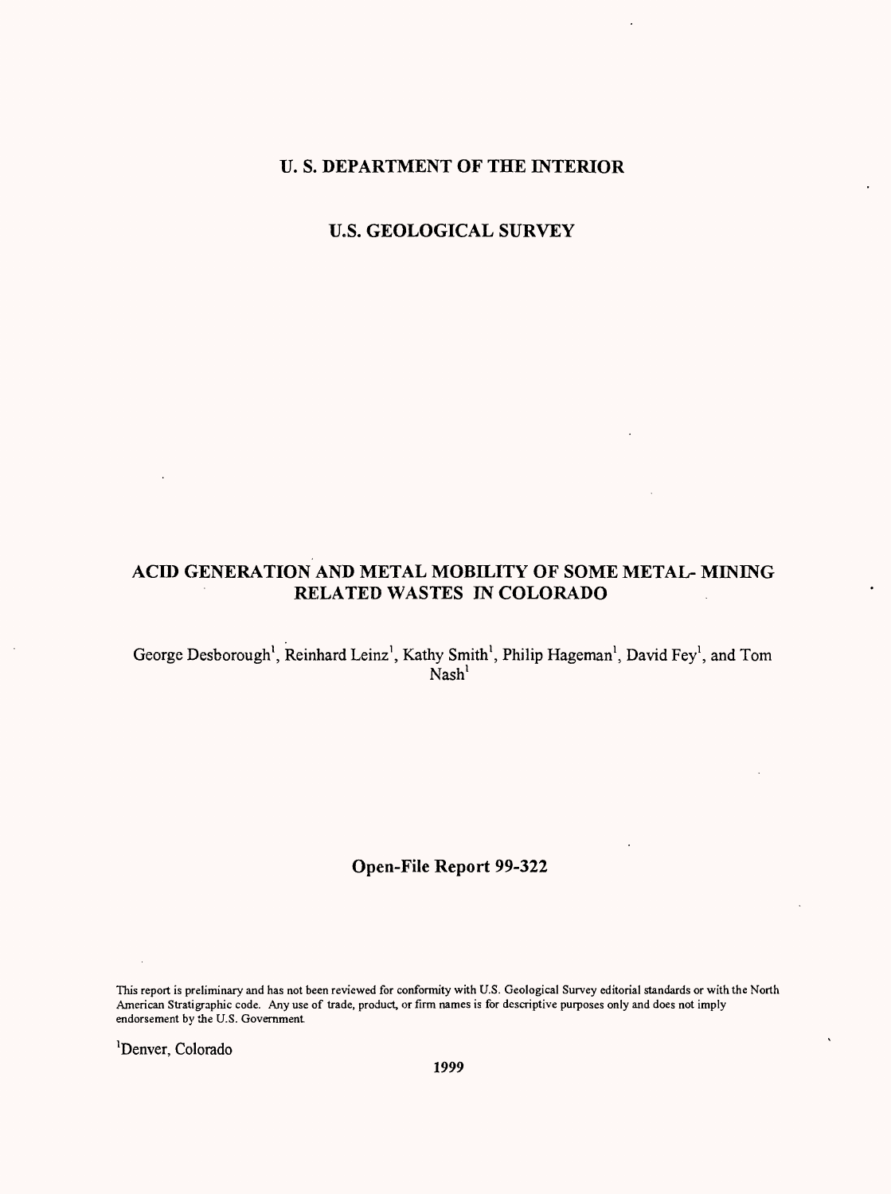# U. S. DEPARTMENT OF THE INTERIOR

## U.S. GEOLOGICAL SURVEY

# ACID GENERATION AND METAL MOBILITY OF SOME METAL- MINING RELATED WASTES IN COLORADO

George Desborough[1], Reinhard Leinz[1], Kathy Smith[1], Philip Hageman[1], David Fey[1], and Tom Nash[1]

**Open-File Report 99-322**

This report is preliminary and has not been reviewed for conformity with U.S. Geological Survey editorial standards or with the North American Stratigraphic code. Any use of trade, product, or firm names is for descriptive purposes only and does not imply endorsement by the U.S. Government.

[1]Denver, Colorado

**1999**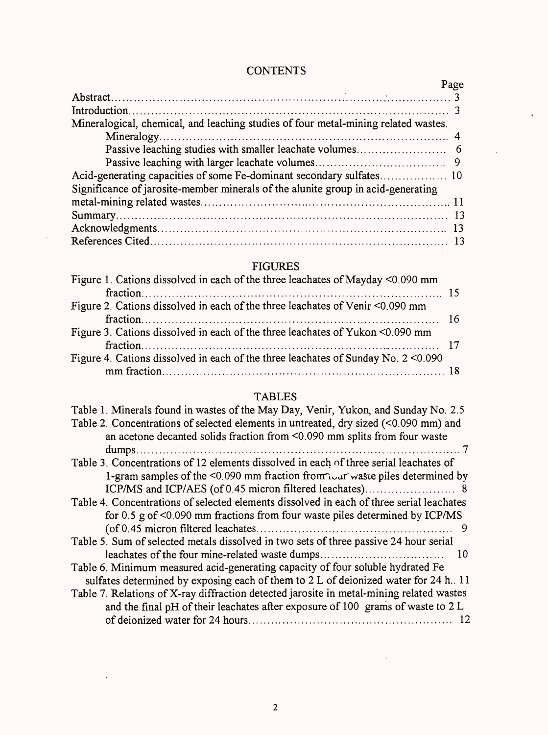# CONTENTS

| | Page |
|---|---|
| Abstract | 3 |
| Introduction | 3 |
| Mineralogical, chemical, and leaching studies of four metal-mining related wastes. | |
| Mineralogy | 4 |
| Passive leaching studies with smaller leachate volumes | 6 |
| Passive leaching with larger leachate volumes | 9 |
| Acid-generating capacities of some Fe-dominant secondary sulfates | 10 |
| Significance of jarosite-member minerals of the alunite group in acid-generating metal-mining related wastes | 11 |
| Summary | 13 |
| Acknowledgments | 13 |
| References Cited | 13 |

## FIGURES

| | |
|---|---|
| Figure 1. Cations dissolved in each of the three leachates of Mayday <0.090 mm fraction | 15 |
| Figure 2. Cations dissolved in each of the three leachates of Venir <0.090 mm fraction | 16 |
| Figure 3. Cations dissolved in each of the three leachates of Yukon <0.090 mm fraction | 17 |
| Figure 4. Cations dissolved in each of the three leachates of Sunday No. 2 <0.090 mm fraction | 18 |

## TABLES

| | |
|---|---|
| Table 1. Minerals found in wastes of the May Day, Venir, Yukon, and Sunday No. 2 | 5 |
| Table 2. Concentrations of selected elements in untreated, dry sized (<0.090 mm) and an acetone decanted solids fraction from <0.090 mm splits from four waste dumps | 7 |
| Table 3. Concentrations of 12 elements dissolved in each of three serial leachates of 1-gram samples of the <0.090 mm fraction from four waste piles determined by ICP/MS and ICP/AES (of 0.45 micron filtered leachates) | 8 |
| Table 4. Concentrations of selected elements dissolved in each of three serial leachates for 0.5 g of <0.090 mm fractions from four waste piles determined by ICP/MS (of 0.45 micron filtered leachates | 9 |
| Table 5. Sum of selected metals dissolved in two sets of three passive 24 hour serial leachates of the four mine-related waste dumps | 10 |
| Table 6. Minimum measured acid-generating capacity of four soluble hydrated Fe sulfates determined by exposing each of them to 2 L of deionized water for 24 h. | 11 |
| Table 7. Relations of X-ray diffraction detected jarosite in metal-mining related wastes and the final pH of their leachates after exposure of 100 grams of waste to 2 L of deionized water for 24 hours | 12 |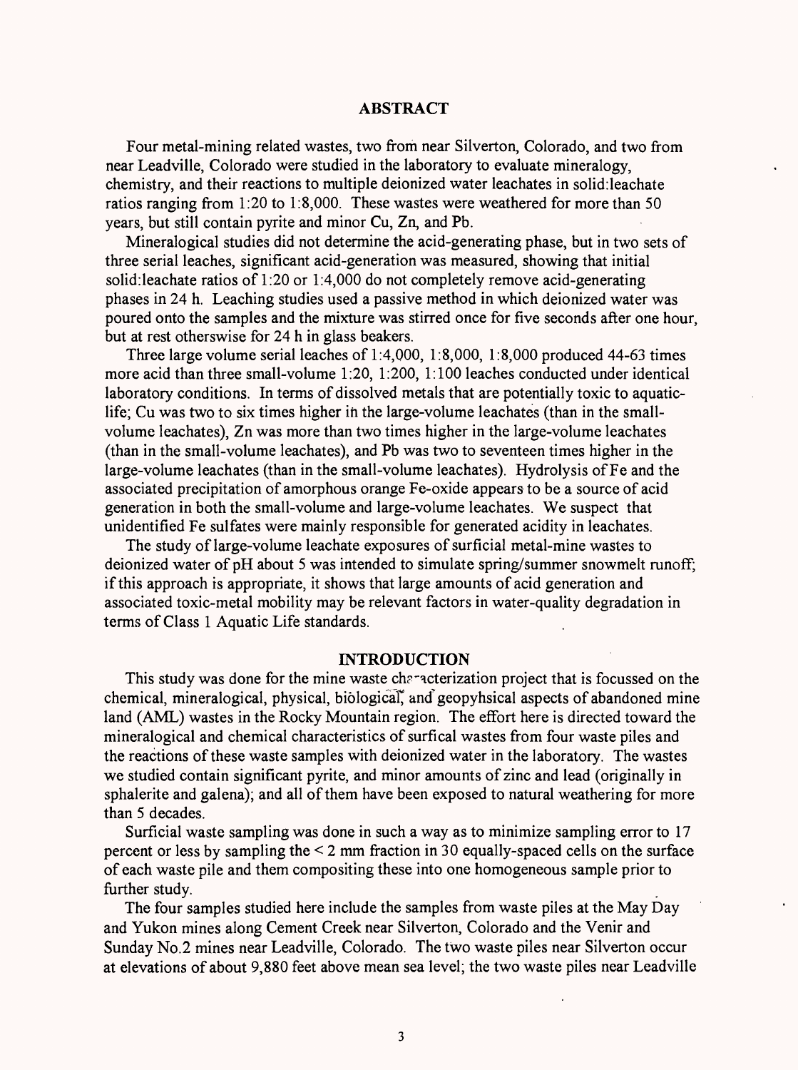# ABSTRACT

Four metal-mining related wastes, two from near Silverton, Colorado, and two from near Leadville, Colorado were studied in the laboratory to evaluate mineralogy, chemistry, and their reactions to multiple deionized water leachates in solid:leachate ratios ranging from 1:20 to 1:8,000. These wastes were weathered for more than 50 years, but still contain pyrite and minor Cu, Zn, and Pb.

Mineralogical studies did not determine the acid-generating phase, but in two sets of three serial leaches, significant acid-generation was measured, showing that initial solid:leachate ratios of 1:20 or 1:4,000 do not completely remove acid-generating phases in 24 h. Leaching studies used a passive method in which deionized water was poured onto the samples and the mixture was stirred once for five seconds after one hour, but at rest otherswise for 24 h in glass beakers.

Three large volume serial leaches of 1:4,000, 1:8,000, 1:8,000 produced 44-63 times more acid than three small-volume 1:20, 1:200, 1:100 leaches conducted under identical laboratory conditions. In terms of dissolved metals that are potentially toxic to aquatic-life; Cu was two to six times higher in the large-volume leachates (than in the small-volume leachates), Zn was more than two times higher in the large-volume leachates (than in the small-volume leachates), and Pb was two to seventeen times higher in the large-volume leachates (than in the small-volume leachates). Hydrolysis of Fe and the associated precipitation of amorphous orange Fe-oxide appears to be a source of acid generation in both the small-volume and large-volume leachates. We suspect that unidentified Fe sulfates were mainly responsible for generated acidity in leachates.

The study of large-volume leachate exposures of surficial metal-mine wastes to deionized water of pH about 5 was intended to simulate spring/summer snowmelt runoff; if this approach is appropriate, it shows that large amounts of acid generation and associated toxic-metal mobility may be relevant factors in water-quality degradation in terms of Class 1 Aquatic Life standards.

# INTRODUCTION

This study was done for the mine waste characterization project that is focussed on the chemical, mineralogical, physical, biological, and geopyhsical aspects of abandoned mine land (AML) wastes in the Rocky Mountain region. The effort here is directed toward the mineralogical and chemical characteristics of surfical wastes from four waste piles and the reactions of these waste samples with deionized water in the laboratory. The wastes we studied contain significant pyrite, and minor amounts of zinc and lead (originally in sphalerite and galena); and all of them have been exposed to natural weathering for more than 5 decades.

Surficial waste sampling was done in such a way as to minimize sampling error to 17 percent or less by sampling the < 2 mm fraction in 30 equally-spaced cells on the surface of each waste pile and them compositing these into one homogeneous sample prior to further study.

The four samples studied here include the samples from waste piles at the May Day and Yukon mines along Cement Creek near Silverton, Colorado and the Venir and Sunday No.2 mines near Leadville, Colorado. The two waste piles near Silverton occur at elevations of about 9,880 feet above mean sea level; the two waste piles near Leadville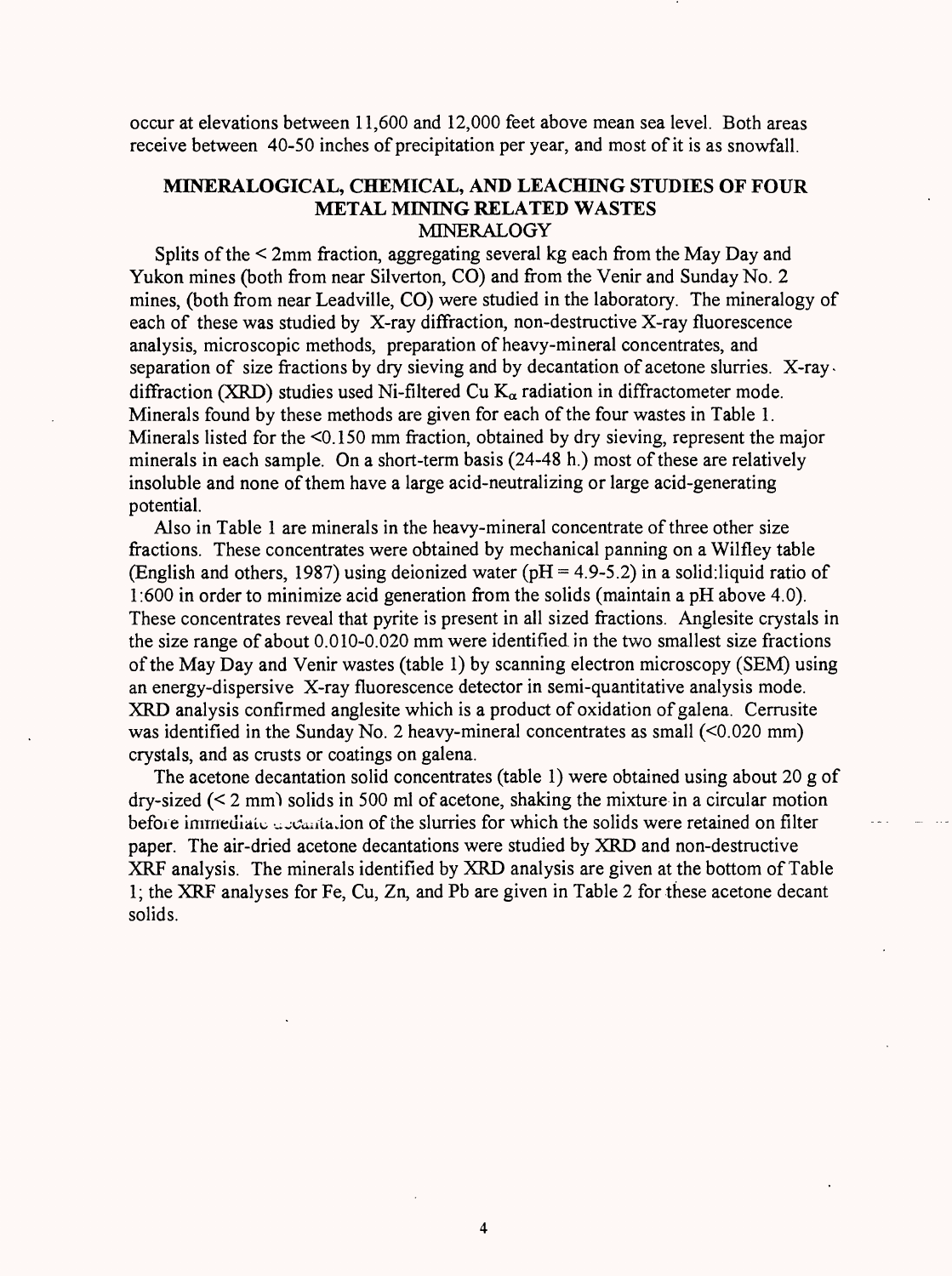occur at elevations between 11,600 and 12,000 feet above mean sea level. Both areas receive between 40-50 inches of precipitation per year, and most of it is as snowfall.

## MINERALOGICAL, CHEMICAL, AND LEACHING STUDIES OF FOUR METAL MINING RELATED WASTES

### MINERALOGY

Splits of the < 2mm fraction, aggregating several kg each from the May Day and Yukon mines (both from near Silverton, CO) and from the Venir and Sunday No. 2 mines, (both from near Leadville, CO) were studied in the laboratory. The mineralogy of each of these was studied by X-ray diffraction, non-destructive X-ray fluorescence analysis, microscopic methods, preparation of heavy-mineral concentrates, and separation of size fractions by dry sieving and by decantation of acetone slurries. X-ray diffraction (XRD) studies used Ni-filtered Cu $K_\alpha$ radiation in diffractometer mode. Minerals found by these methods are given for each of the four wastes in Table 1. Minerals listed for the <0.150 mm fraction, obtained by dry sieving, represent the major minerals in each sample. On a short-term basis (24-48 h.) most of these are relatively insoluble and none of them have a large acid-neutralizing or large acid-generating potential.

Also in Table 1 are minerals in the heavy-mineral concentrate of three other size fractions. These concentrates were obtained by mechanical panning on a Wilfley table (English and others, 1987) using deionized water (pH = 4.9-5.2) in a solid:liquid ratio of 1:600 in order to minimize acid generation from the solids (maintain a pH above 4.0). These concentrates reveal that pyrite is present in all sized fractions. Anglesite crystals in the size range of about 0.010-0.020 mm were identified in the two smallest size fractions of the May Day and Venir wastes (table 1) by scanning electron microscopy (SEM) using an energy-dispersive X-ray fluorescence detector in semi-quantitative analysis mode. XRD analysis confirmed anglesite which is a product of oxidation of galena. Cerrusite was identified in the Sunday No. 2 heavy-mineral concentrates as small (<0.020 mm) crystals, and as crusts or coatings on galena.

The acetone decantation solid concentrates (table 1) were obtained using about 20 g of dry-sized (< 2 mm) solids in 500 ml of acetone, shaking the mixture in a circular motion before immediate decantation of the slurries for which the solids were retained on filter paper. The air-dried acetone decantations were studied by XRD and non-destructive XRF analysis. The minerals identified by XRD analysis are given at the bottom of Table 1; the XRF analyses for Fe, Cu, Zn, and Pb are given in Table 2 for these acetone decant solids.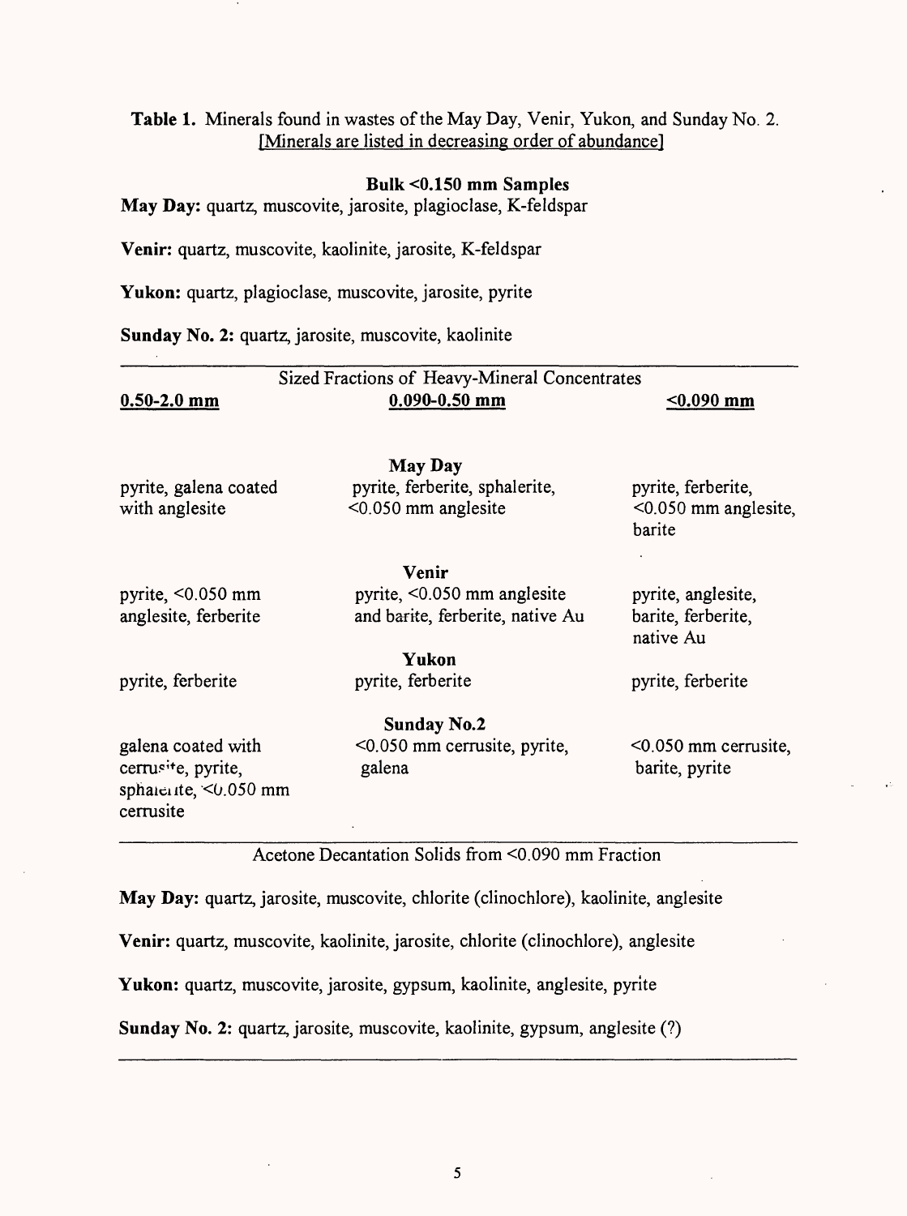**Table 1.** Minerals found in wastes of the May Day, Venir, Yukon, and Sunday No. 2. [Minerals are listed in decreasing order of abundance]

**Bulk <0.150 mm Samples**

**May Day:** quartz, muscovite, jarosite, plagioclase, K-feldspar

**Venir:** quartz, muscovite, kaolinite, jarosite, K-feldspar

**Yukon:** quartz, plagioclase, muscovite, jarosite, pyrite

**Sunday No. 2:** quartz, jarosite, muscovite, kaolinite

| Sized Fractions of Heavy-Mineral Concentrates | | |
|---|---|---|
| **0.50-2.0 mm** | **0.090-0.50 mm** | **<0.090 mm** |
| | **May Day** | |
| pyrite, galena coated with anglesite | pyrite, ferberite, sphalerite, <0.050 mm anglesite | pyrite, ferberite, <0.050 mm anglesite, barite |
| | **Venir** | |
| pyrite, <0.050 mm anglesite, ferberite | pyrite, <0.050 mm anglesite and barite, ferberite, native Au | pyrite, anglesite, barite, ferberite, native Au |
| | **Yukon** | |
| pyrite, ferberite | pyrite, ferberite | pyrite, ferberite |
| | **Sunday No.2** | |
| galena coated with cerrusite, pyrite, sphalerite, <0.050 mm cerrusite | <0.050 mm cerrusite, pyrite, galena | <0.050 mm cerrusite, barite, pyrite |

**Acetone Decantation Solids from <0.090 mm Fraction**

**May Day:** quartz, jarosite, muscovite, chlorite (clinochlore), kaolinite, anglesite

**Venir:** quartz, muscovite, kaolinite, jarosite, chlorite (clinochlore), anglesite

**Yukon:** quartz, muscovite, jarosite, gypsum, kaolinite, anglesite, pyrite

**Sunday No. 2:** quartz, jarosite, muscovite, kaolinite, gypsum, anglesite (?)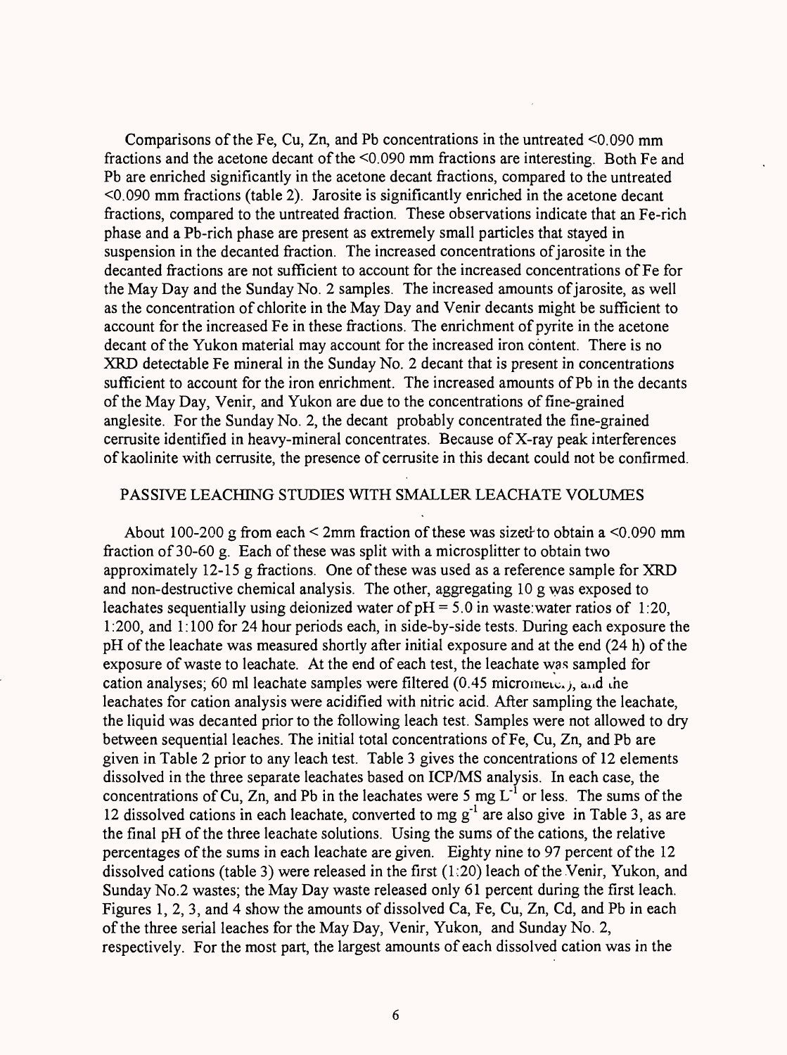Comparisons of the Fe, Cu, Zn, and Pb concentrations in the untreated <0.090 mm fractions and the acetone decant of the <0.090 mm fractions are interesting. Both Fe and Pb are enriched significantly in the acetone decant fractions, compared to the untreated <0.090 mm fractions (table 2). Jarosite is significantly enriched in the acetone decant fractions, compared to the untreated fraction. These observations indicate that an Fe-rich phase and a Pb-rich phase are present as extremely small particles that stayed in suspension in the decanted fraction. The increased concentrations of jarosite in the decanted fractions are not sufficient to account for the increased concentrations of Fe for the May Day and the Sunday No. 2 samples. The increased amounts of jarosite, as well as the concentration of chlorite in the May Day and Venir decants might be sufficient to account for the increased Fe in these fractions. The enrichment of pyrite in the acetone decant of the Yukon material may account for the increased iron content. There is no XRD detectable Fe mineral in the Sunday No. 2 decant that is present in concentrations sufficient to account for the iron enrichment. The increased amounts of Pb in the decants of the May Day, Venir, and Yukon are due to the concentrations of fine-grained anglesite. For the Sunday No. 2, the decant probably concentrated the fine-grained cerrusite identified in heavy-mineral concentrates. Because of X-ray peak interferences of kaolinite with cerrusite, the presence of cerrusite in this decant could not be confirmed.

## PASSIVE LEACHING STUDIES WITH SMALLER LEACHATE VOLUMES

About 100-200 g from each < 2mm fraction of these was sized to obtain a <0.090 mm fraction of 30-60 g. Each of these was split with a microsplitter to obtain two approximately 12-15 g fractions. One of these was used as a reference sample for XRD and non-destructive chemical analysis. The other, aggregating 10 g was exposed to leachates sequentially using deionized water of pH = 5.0 in waste:water ratios of 1:20, 1:200, and 1:100 for 24 hour periods each, in side-by-side tests. During each exposure the pH of the leachate was measured shortly after initial exposure and at the end (24 h) of the exposure of waste to leachate. At the end of each test, the leachate was sampled for cation analyses; 60 ml leachate samples were filtered (0.45 micrometer), and the leachates for cation analysis were acidified with nitric acid. After sampling the leachate, the liquid was decanted prior to the following leach test. Samples were not allowed to dry between sequential leaches. The initial total concentrations of Fe, Cu, Zn, and Pb are given in Table 2 prior to any leach test. Table 3 gives the concentrations of 12 elements dissolved in the three separate leachates based on ICP/MS analysis. In each case, the concentrations of Cu, Zn, and Pb in the leachates were 5 mg $L^{-1}$ or less. The sums of the 12 dissolved cations in each leachate, converted to mg $g^{-1}$ are also give in Table 3, as are the final pH of the three leachate solutions. Using the sums of the cations, the relative percentages of the sums in each leachate are given. Eighty nine to 97 percent of the 12 dissolved cations (table 3) were released in the first (1:20) leach of the Venir, Yukon, and Sunday No.2 wastes; the May Day waste released only 61 percent during the first leach. Figures 1, 2, 3, and 4 show the amounts of dissolved Ca, Fe, Cu, Zn, Cd, and Pb in each of the three serial leaches for the May Day, Venir, Yukon, and Sunday No. 2, respectively. For the most part, the largest amounts of each dissolved cation was in the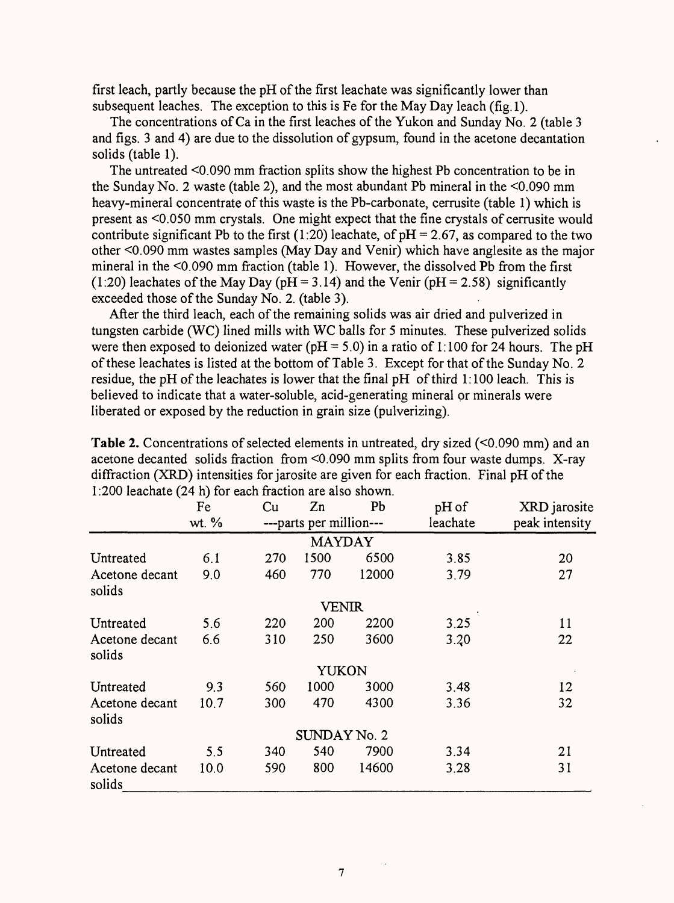first leach, partly because the pH of the first leachate was significantly lower than subsequent leaches. The exception to this is Fe for the May Day leach (fig.1).

The concentrations of Ca in the first leaches of the Yukon and Sunday No. 2 (table 3 and figs. 3 and 4) are due to the dissolution of gypsum, found in the acetone decantation solids (table 1).

The untreated <0.090 mm fraction splits show the highest Pb concentration to be in the Sunday No. 2 waste (table 2), and the most abundant Pb mineral in the <0.090 mm heavy-mineral concentrate of this waste is the Pb-carbonate, cerrusite (table 1) which is present as <0.050 mm crystals. One might expect that the fine crystals of cerrusite would contribute significant Pb to the first (1:20) leachate, of pH = 2.67, as compared to the two other <0.090 mm wastes samples (May Day and Venir) which have anglesite as the major mineral in the <0.090 mm fraction (table 1). However, the dissolved Pb from the first (1:20) leachates of the May Day (pH = 3.14) and the Venir (pH = 2.58) significantly exceeded those of the Sunday No. 2. (table 3).

After the third leach, each of the remaining solids was air dried and pulverized in tungsten carbide (WC) lined mills with WC balls for 5 minutes. These pulverized solids were then exposed to deionized water (pH = 5.0) in a ratio of 1:100 for 24 hours. The pH of these leachates is listed at the bottom of Table 3. Except for that of the Sunday No. 2 residue, the pH of the leachates is lower that the final pH of third 1:100 leach. This is believed to indicate that a water-soluble, acid-generating mineral or minerals were liberated or exposed by the reduction in grain size (pulverizing).

**Table 2.** Concentrations of selected elements in untreated, dry sized (<0.090 mm) and an acetone decanted solids fraction from <0.090 mm splits from four waste dumps. X-ray diffraction (XRD) intensities for jarosite are given for each fraction. Final pH of the 1:200 leachate (24 h) for each fraction are also shown.

| | Fe | Cu | Zn | Pb | pH of | XRD jarosite |
|---|---|---|---|---|---|---|
| | wt. % | ---parts per million--- | | | leachate | peak intensity |
| | | | **MAYDAY** | | | |
| Untreated | 6.1 | 270 | 1500 | 6500 | 3.85 | 20 |
| Acetone decant solids | 9.0 | 460 | 770 | 12000 | 3.79 | 27 |
| | | | **VENIR** | | | |
| Untreated | 5.6 | 220 | 200 | 2200 | 3.25 | 11 |
| Acetone decant solids | 6.6 | 310 | 250 | 3600 | 3.20 | 22 |
| | | | **YUKON** | | | |
| Untreated | 9.3 | 560 | 1000 | 3000 | 3.48 | 12 |
| Acetone decant solids | 10.7 | 300 | 470 | 4300 | 3.36 | 32 |
| | | | **SUNDAY No. 2** | | | |
| Untreated | 5.5 | 340 | 540 | 7900 | 3.34 | 21 |
| Acetone decant solids | 10.0 | 590 | 800 | 14600 | 3.28 | 31 |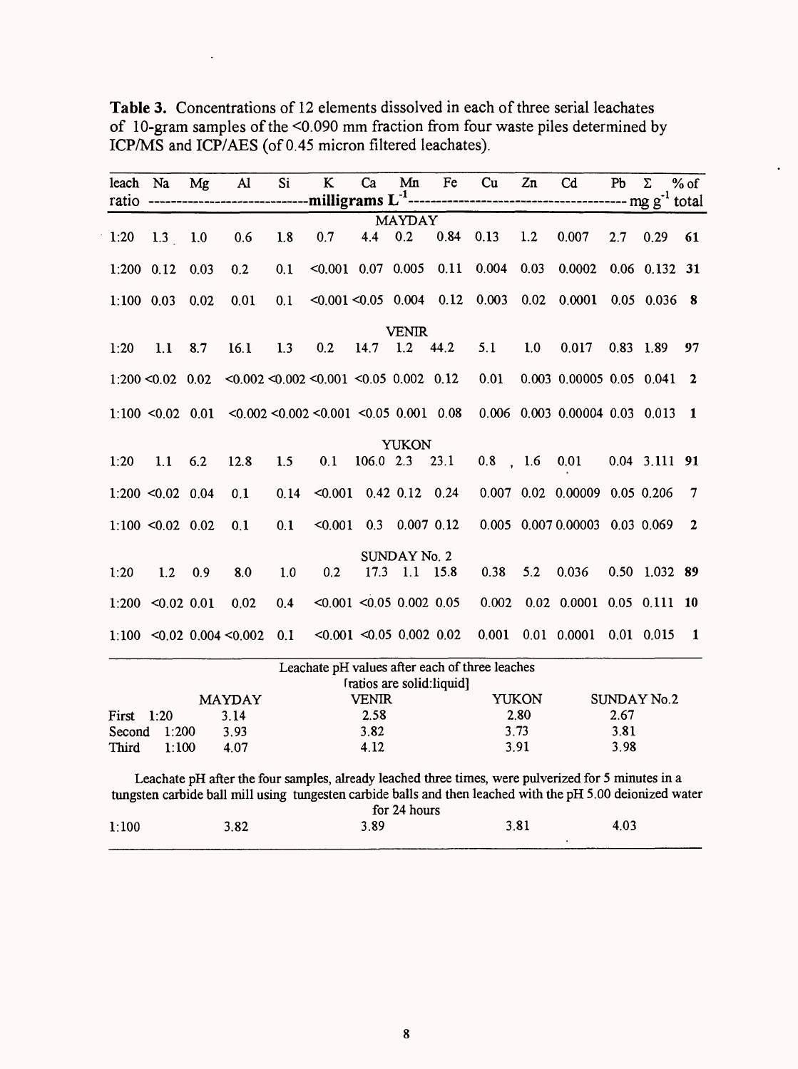**Table 3.** Concentrations of 12 elements dissolved in each of three serial leachates of 10-gram samples of the <0.090 mm fraction from four waste piles determined by ICP/MS and ICP/AES (of 0.45 micron filtered leachates).

| leach ratio | Na | Mg | Al | Si | K | Ca | Mn | Fe | Cu | Zn | Cd | Pb | Σ | % of total |
|---|---|---|---|---|---|---|---|---|---|---|---|---|---|---|
| | milligrams $L^{-1}$ | | | | | | | | | | | | mg $g^{-1}$ | |
| **MAYDAY** | | | | | | | | | | | | | | |
| 1:20 | 1.3 | 1.0 | 0.6 | 1.8 | 0.7 | 4.4 | 0.2 | 0.84 | 0.13 | 1.2 | 0.007 | 2.7 | 0.29 | **61** |
| 1:200 | 0.12 | 0.03 | 0.2 | 0.1 | <0.001 | 0.07 | 0.005 | 0.11 | 0.004 | 0.03 | 0.0002 | 0.06 | 0.132 | **31** |
| 1:100 | 0.03 | 0.02 | 0.01 | 0.1 | <0.001 | <0.05 | 0.004 | 0.12 | 0.003 | 0.02 | 0.0001 | 0.05 | 0.036 | **8** |
| **VENIR** | | | | | | | | | | | | | | |
| 1:20 | 1.1 | 8.7 | 16.1 | 1.3 | 0.2 | 14.7 | 1.2 | 44.2 | 5.1 | 1.0 | 0.017 | 0.83 | 1.89 | **97** |
| 1:200 | <0.02 | 0.02 | <0.002 | <0.002 | <0.001 | <0.05 | 0.002 | 0.12 | 0.01 | 0.003 | 0.00005 | 0.05 | 0.041 | **2** |
| 1:100 | <0.02 | 0.01 | <0.002 | <0.002 | <0.001 | <0.05 | 0.001 | 0.08 | 0.006 | 0.003 | 0.00004 | 0.03 | 0.013 | **1** |
| **YUKON** | | | | | | | | | | | | | | |
| 1:20 | 1.1 | 6.2 | 12.8 | 1.5 | 0.1 | 106.0 | 2.3 | 23.1 | 0.8 | 1.6 | 0.01 | 0.04 | 3.111 | **91** |
| 1:200 | <0.02 | 0.04 | 0.1 | 0.14 | <0.001 | 0.42 | 0.12 | 0.24 | 0.007 | 0.02 | 0.00009 | 0.05 | 0.206 | 7 |
| 1:100 | <0.02 | 0.02 | 0.1 | 0.1 | <0.001 | 0.3 | 0.007 | 0.12 | 0.005 | 0.007 | 0.00003 | 0.03 | 0.069 | **2** |
| **SUNDAY No. 2** | | | | | | | | | | | | | | |
| 1:20 | 1.2 | 0.9 | 8.0 | 1.0 | 0.2 | 17.3 | 1.1 | 15.8 | 0.38 | 5.2 | 0.036 | 0.50 | 1.032 | **89** |
| 1:200 | <0.02 | 0.01 | 0.02 | 0.4 | <0.001 | <0.05 | 0.002 | 0.05 | 0.002 | 0.02 | 0.0001 | 0.05 | 0.111 | **10** |
| 1:100 | <0.02 | 0.004 | <0.002 | 0.1 | <0.001 | <0.05 | 0.002 | 0.02 | 0.001 | 0.01 | 0.0001 | 0.01 | 0.015 | **1** |

Leachate pH values after each of three leaches [ratios are solid:liquid]

| | MAYDAY | VENIR | YUKON | SUNDAY No.2 |
|---|---|---|---|---|
| First 1:20 | 3.14 | 2.58 | 2.80 | 2.67 |
| Second 1:200 | 3.93 | 3.82 | 3.73 | 3.81 |
| Third 1:100 | 4.07 | 4.12 | 3.91 | 3.98 |

Leachate pH after the four samples, already leached three times, were pulverized for 5 minutes in a tungsten carbide ball mill using tungsten carbide balls and then leached with the pH 5.00 deionized water for 24 hours

| | MAYDAY | VENIR | YUKON | SUNDAY No.2 |
|---|---|---|---|---|
| 1:100 | 3.82 | 3.89 | 3.81 | 4.03 |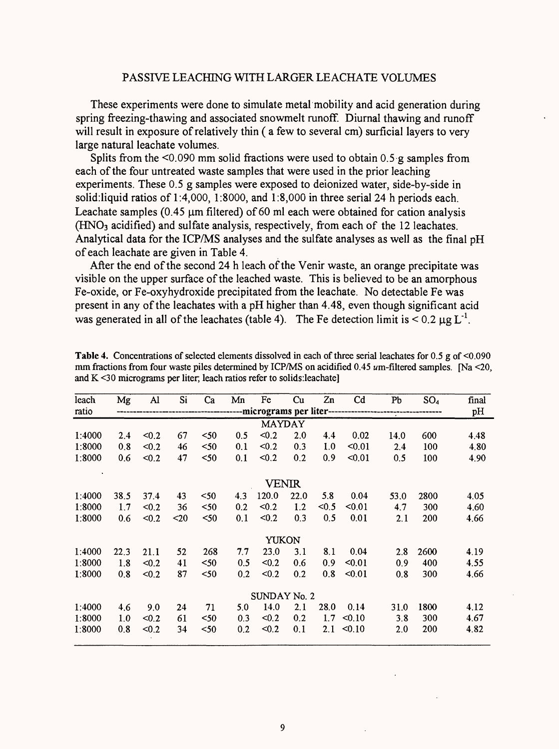## PASSIVE LEACHING WITH LARGER LEACHATE VOLUMES

These experiments were done to simulate metal mobility and acid generation during spring freezing-thawing and associated snowmelt runoff. Diurnal thawing and runoff will result in exposure of relatively thin ( a few to several cm) surficial layers to very large natural leachate volumes.

Splits from the <0.090 mm solid fractions were used to obtain 0.5 g samples from each of the four untreated waste samples that were used in the prior leaching experiments. These 0.5 g samples were exposed to deionized water, side-by-side in solid:liquid ratios of 1:4,000, 1:8000, and 1:8,000 in three serial 24 h periods each. Leachate samples (0.45 μm filtered) of 60 ml each were obtained for cation analysis ($HNO_3$ acidified) and sulfate analysis, respectively, from each of the 12 leachates. Analytical data for the ICP/MS analyses and the sulfate analyses as well as the final pH of each leachate are given in Table 4.

After the end of the second 24 h leach of the Venir waste, an orange precipitate was visible on the upper surface of the leached waste. This is believed to be an amorphous Fe-oxide, or Fe-oxyhydroxide precipitated from the leachate. No detectable Fe was present in any of the leachates with a pH higher than 4.48, even though significant acid was generated in all of the leachates (table 4). The Fe detection limit is < 0.2 μg $L^{-1}$.

**Table 4.** Concentrations of selected elements dissolved in each of three serial leachates for 0.5 g of <0.090 mm fractions from four waste piles determined by ICP/MS on acidified 0.45 um-filtered samples. [Na <20, and K <30 micrograms per liter; leach ratios refer to solids:leachate]

| leach ratio | Mg | Al | Si | Ca | Mn | Fe | Cu | Zn | Cd | Pb | $SO_4$ | final pH |
|---|---|---|---|---|---|---|---|---|---|---|---|---|
| | micrograms per liter | | | | | | | | | | | |
| **MAYDAY** | | | | | | | | | | | | |
| 1:4000 | 2.4 | <0.2 | 67 | <50 | 0.5 | <0.2 | 2.0 | 4.4 | 0.02 | 14.0 | 600 | 4.48 |
| 1:8000 | 0.8 | <0.2 | 46 | <50 | 0.1 | <0.2 | 0.3 | 1.0 | <0.01 | 2.4 | 100 | 4.80 |
| 1:8000 | 0.6 | <0.2 | 47 | <50 | 0.1 | <0.2 | 0.2 | 0.9 | <0.01 | 0.5 | 100 | 4.90 |
| **VENIR** | | | | | | | | | | | | |
| 1:4000 | 38.5 | 37.4 | 43 | <50 | 4.3 | 120.0 | 22.0 | 5.8 | 0.04 | 53.0 | 2800 | 4.05 |
| 1:8000 | 1.7 | <0.2 | 36 | <50 | 0.2 | <0.2 | 1.2 | <0.5 | <0.01 | 4.7 | 300 | 4.60 |
| 1:8000 | 0.6 | <0.2 | <20 | <50 | 0.1 | <0.2 | 0.3 | 0.5 | 0.01 | 2.1 | 200 | 4.66 |
| **YUKON** | | | | | | | | | | | | |
| 1:4000 | 22.3 | 21.1 | 52 | 268 | 7.7 | 23.0 | 3.1 | 8.1 | 0.04 | 2.8 | 2600 | 4.19 |
| 1:8000 | 1.8 | <0.2 | 41 | <50 | 0.5 | <0.2 | 0.6 | 0.9 | <0.01 | 0.9 | 400 | 4.55 |
| 1:8000 | 0.8 | <0.2 | 87 | <50 | 0.2 | <0.2 | 0.2 | 0.8 | <0.01 | 0.8 | 300 | 4.66 |
| **SUNDAY No. 2** | | | | | | | | | | | | |
| 1:4000 | 4.6 | 9.0 | 24 | 71 | 5.0 | 14.0 | 2.1 | 28.0 | 0.14 | 31.0 | 1800 | 4.12 |
| 1:8000 | 1.0 | <0.2 | 61 | <50 | 0.3 | <0.2 | 0.2 | 1.7 | <0.10 | 3.8 | 300 | 4.67 |
| 1:8000 | 0.8 | <0.2 | 34 | <50 | 0.2 | <0.2 | 0.1 | 2.1 | <0.10 | 2.0 | 200 | 4.82 |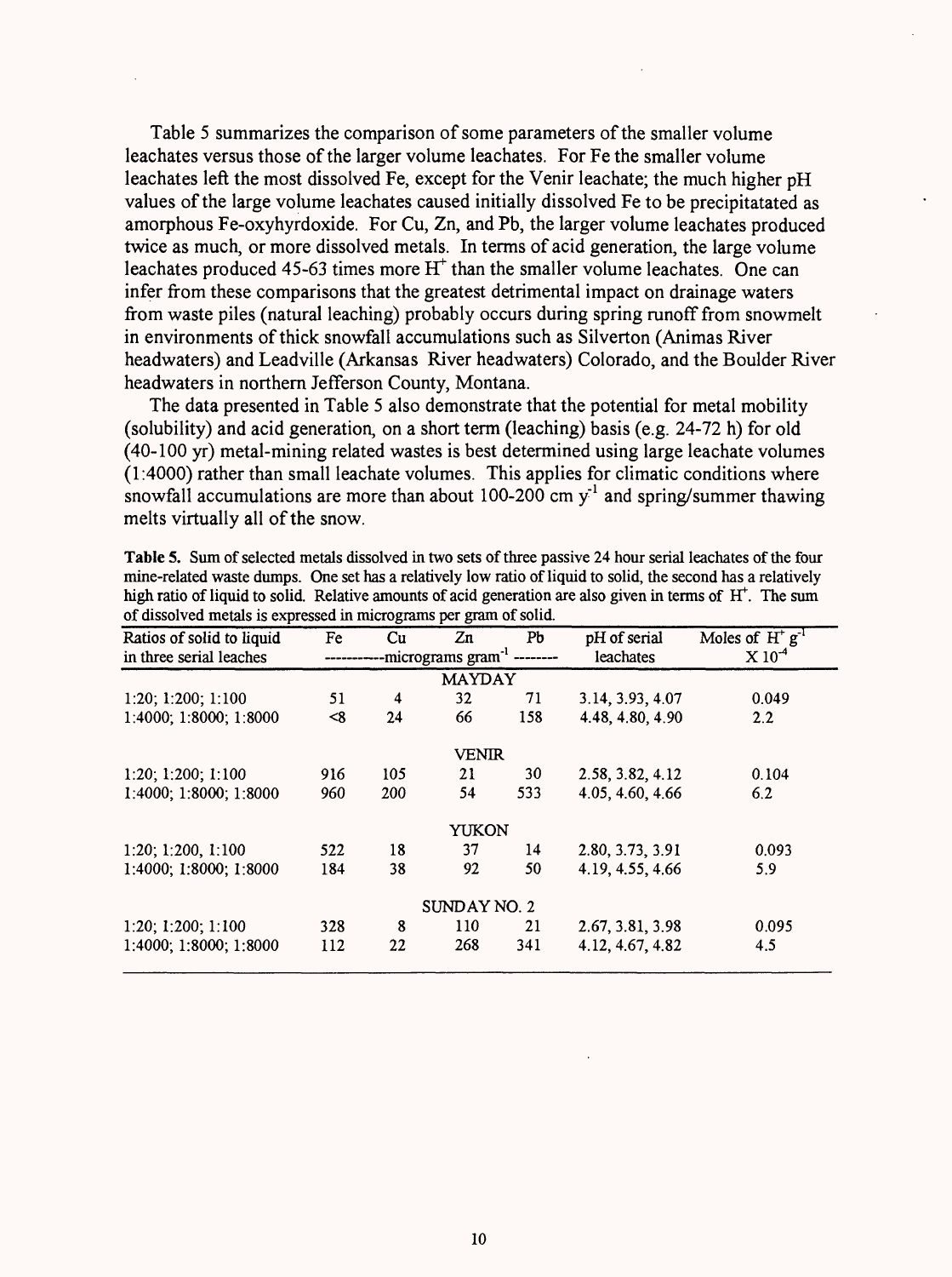Table 5 summarizes the comparison of some parameters of the smaller volume leachates versus those of the larger volume leachates. For Fe the smaller volume leachates left the most dissolved Fe, except for the Venir leachate; the much higher pH values of the large volume leachates caused initially dissolved Fe to be precipitatated as amorphous Fe-oxyhyrdoxide. For Cu, Zn, and Pb, the larger volume leachates produced twice as much, or more dissolved metals. In terms of acid generation, the large volume leachates produced 45-63 times more $H^+$ than the smaller volume leachates. One can infer from these comparisons that the greatest detrimental impact on drainage waters from waste piles (natural leaching) probably occurs during spring runoff from snowmelt in environments of thick snowfall accumulations such as Silverton (Animas River headwaters) and Leadville (Arkansas River headwaters) Colorado, and the Boulder River headwaters in northern Jefferson County, Montana.

The data presented in Table 5 also demonstrate that the potential for metal mobility (solubility) and acid generation, on a short term (leaching) basis (e.g. 24-72 h) for old (40-100 yr) metal-mining related wastes is best determined using large leachate volumes (1:4000) rather than small leachate volumes. This applies for climatic conditions where snowfall accumulations are more than about 100-200 cm $y^{-1}$ and spring/summer thawing melts virtually all of the snow.

**Table 5.** Sum of selected metals dissolved in two sets of three passive 24 hour serial leachates of the four mine-related waste dumps. One set has a relatively low ratio of liquid to solid, the second has a relatively high ratio of liquid to solid. Relative amounts of acid generation are also given in terms of $H^+$. The sum of dissolved metals is expressed in micrograms per gram of solid.

| Ratios of solid to liquid in three serial leaches | Fe | Cu | Zn | Pb | pH of serial leachates | Moles of $H^+ g^{-1}$ $X 10^{-4}$ |
|---|---|---|---|---|---|---|
| | micrograms gram$^{-1}$ | | | | | |
| | | | MAYDAY | | | |
| 1:20; 1:200; 1:100 | 51 | 4 | 32 | 71 | 3.14, 3.93, 4.07 | 0.049 |
| 1:4000; 1:8000; 1:8000 | <8 | 24 | 66 | 158 | 4.48, 4.80, 4.90 | 2.2 |
| | | | VENIR | | | |
| 1:20; 1:200; 1:100 | 916 | 105 | 21 | 30 | 2.58, 3.82, 4.12 | 0.104 |
| 1:4000; 1:8000; 1:8000 | 960 | 200 | 54 | 533 | 4.05, 4.60, 4.66 | 6.2 |
| | | | YUKON | | | |
| 1:20; 1:200, 1:100 | 522 | 18 | 37 | 14 | 2.80, 3.73, 3.91 | 0.093 |
| 1:4000; 1:8000; 1:8000 | 184 | 38 | 92 | 50 | 4.19, 4.55, 4.66 | 5.9 |
| | | | SUNDAY NO. 2 | | | |
| 1:20; 1:200; 1:100 | 328 | 8 | 110 | 21 | 2.67, 3.81, 3.98 | 0.095 |
| 1:4000; 1:8000; 1:8000 | 112 | 22 | 268 | 341 | 4.12, 4.67, 4.82 | 4.5 |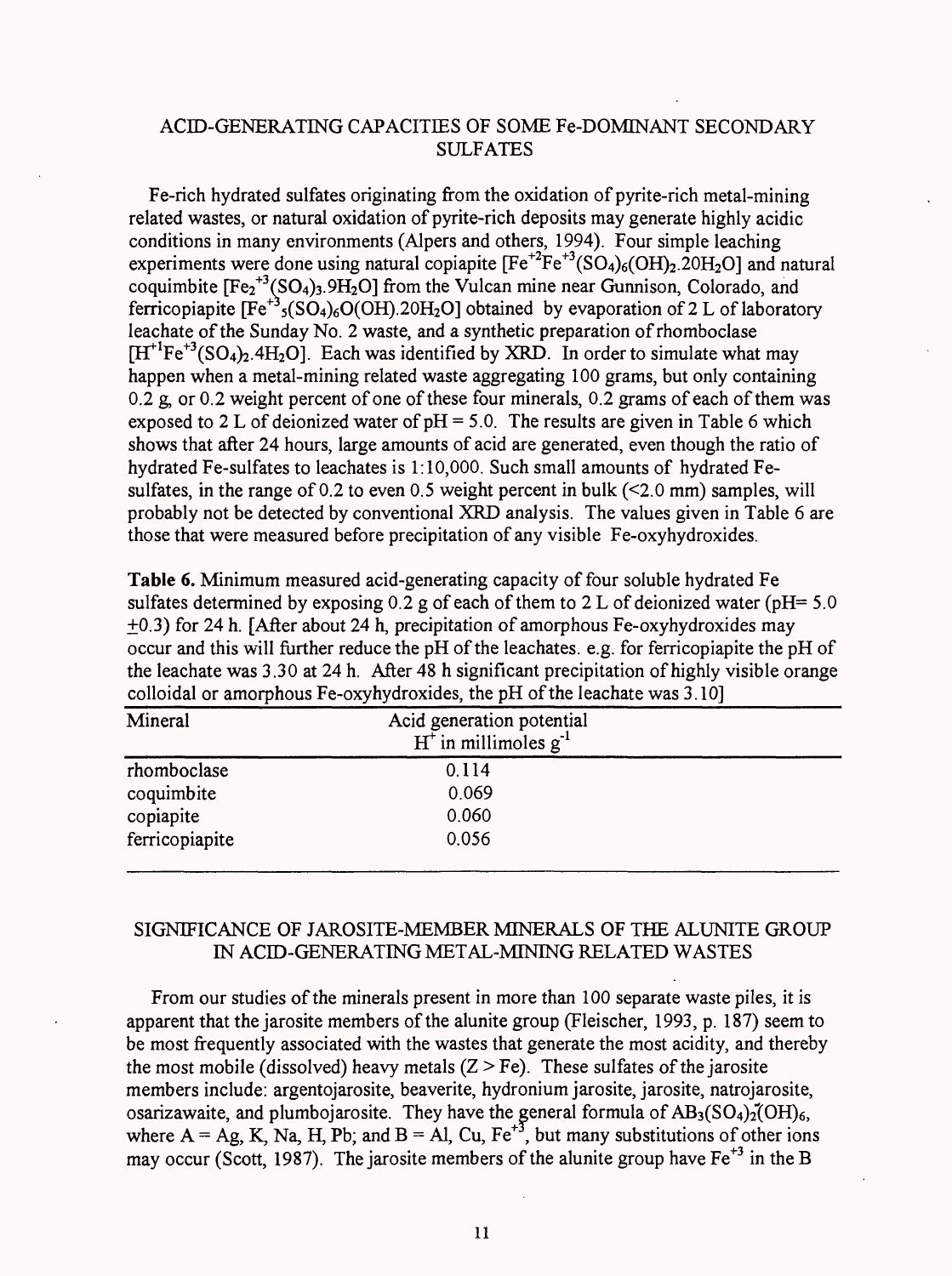## ACID-GENERATING CAPACITIES OF SOME Fe-DOMINANT SECONDARY SULFATES

Fe-rich hydrated sulfates originating from the oxidation of pyrite-rich metal-mining related wastes, or natural oxidation of pyrite-rich deposits may generate highly acidic conditions in many environments (Alpers and others, 1994). Four simple leaching experiments were done using natural copiapite $[Fe^{+2}Fe^{+3}(SO_4)_6(OH)_2.20H_2O]$ and natural coquimbite $[Fe_2^{+3}(SO_4)_3.9H_2O]$ from the Vulcan mine near Gunnison, Colorado, and ferricopiapite $[Fe^{+3}_5(SO_4)_6O(OH).20H_2O]$ obtained by evaporation of 2 L of laboratory leachate of the Sunday No. 2 waste, and a synthetic preparation of rhomboclase $[H^{+1}Fe^{+3}(SO_4)_2.4H_2O]$. Each was identified by XRD. In order to simulate what may happen when a metal-mining related waste aggregating 100 grams, but only containing 0.2 g, or 0.2 weight percent of one of these four minerals, 0.2 grams of each of them was exposed to 2 L of deionized water of pH = 5.0. The results are given in Table 6 which shows that after 24 hours, large amounts of acid are generated, even though the ratio of hydrated Fe-sulfates to leachates is 1:10,000. Such small amounts of hydrated Fe-sulfates, in the range of 0.2 to even 0.5 weight percent in bulk (<2.0 mm) samples, will probably not be detected by conventional XRD analysis. The values given in Table 6 are those that were measured before precipitation of any visible Fe-oxyhydroxides.

**Table 6.** Minimum measured acid-generating capacity of four soluble hydrated Fe sulfates determined by exposing 0.2 g of each of them to 2 L of deionized water (pH= 5.0 $\pm$0.3) for 24 h. [After about 24 h, precipitation of amorphous Fe-oxyhydroxides may occur and this will further reduce the pH of the leachates. e.g. for ferricopiapite the pH of the leachate was 3.30 at 24 h. After 48 h significant precipitation of highly visible orange colloidal or amorphous Fe-oxyhydroxides, the pH of the leachate was 3.10]

| Mineral | Acid generation potential $H^+$ in millimoles $g^{-1}$ |
|---|---|
| rhomboclase | 0.114 |
| coquimbite | 0.069 |
| copiapite | 0.060 |
| ferricopiapite | 0.056 |

## SIGNIFICANCE OF JAROSITE-MEMBER MINERALS OF THE ALUNITE GROUP IN ACID-GENERATING METAL-MINING RELATED WASTES

From our studies of the minerals present in more than 100 separate waste piles, it is apparent that the jarosite members of the alunite group (Fleischer, 1993, p. 187) seem to be most frequently associated with the wastes that generate the most acidity, and thereby the most mobile (dissolved) heavy metals (Z > Fe). These sulfates of the jarosite members include: argentojarosite, beaverite, hydronium jarosite, jarosite, natrojarosite, osarizawaite, and plumbojarosite. They have the general formula of $AB_3(SO_4)_2(OH)_6$, where A = Ag, K, Na, H, Pb; and B = Al, Cu, $Fe^{+3}$, but many substitutions of other ions may occur (Scott, 1987). The jarosite members of the alunite group have $Fe^{+3}$ in the B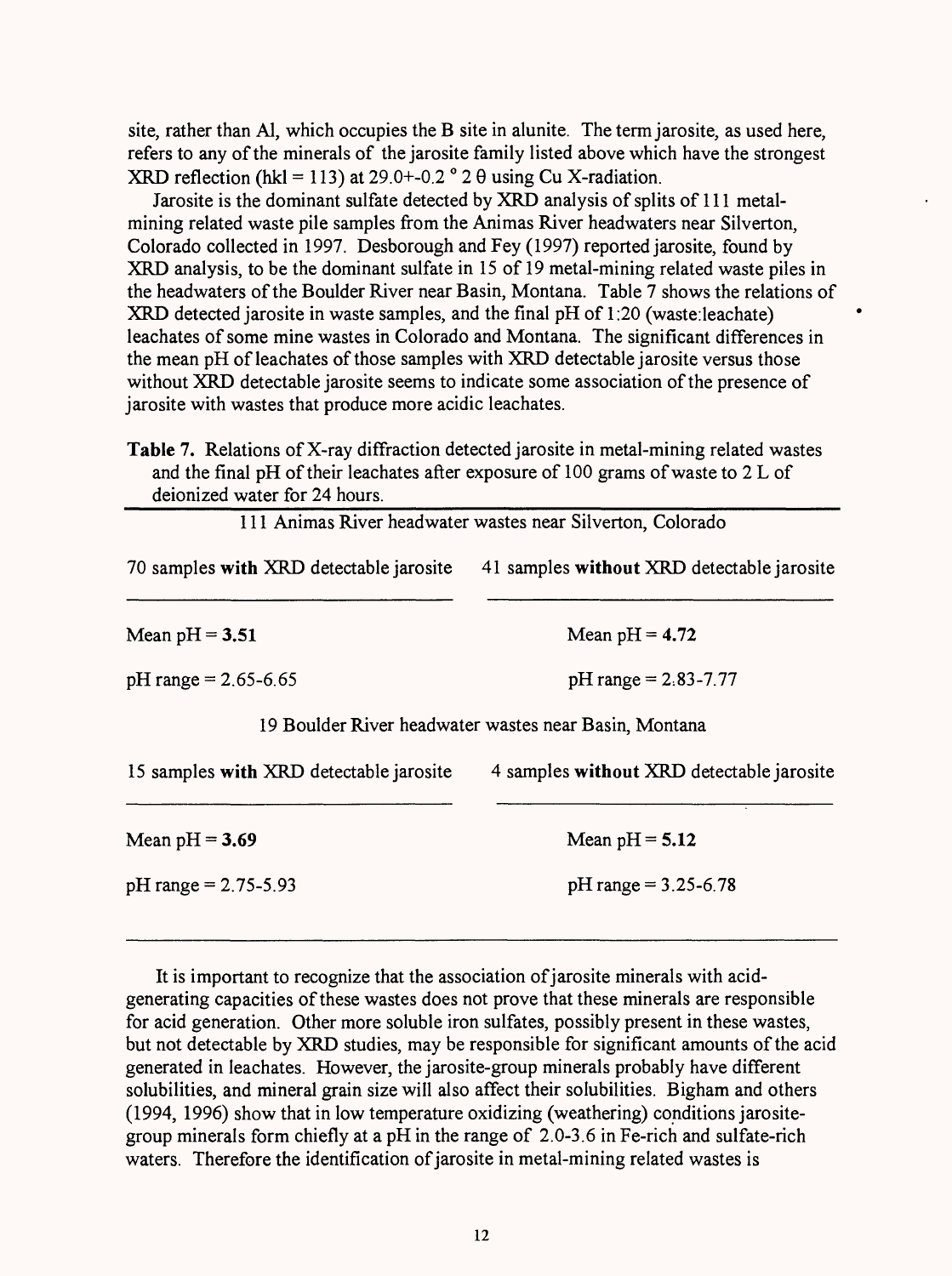site, rather than Al, which occupies the B site in alunite. The term jarosite, as used here, refers to any of the minerals of the jarosite family listed above which have the strongest XRD reflection (hkl = 113) at 29.0+-0.2 ° 2 θ using Cu X-radiation.

Jarosite is the dominant sulfate detected by XRD analysis of splits of 111 metal-mining related waste pile samples from the Animas River headwaters near Silverton, Colorado collected in 1997. Desborough and Fey (1997) reported jarosite, found by XRD analysis, to be the dominant sulfate in 15 of 19 metal-mining related waste piles in the headwaters of the Boulder River near Basin, Montana. Table 7 shows the relations of XRD detected jarosite in waste samples, and the final pH of 1:20 (waste:leachate) leachates of some mine wastes in Colorado and Montana. The significant differences in the mean pH of leachates of those samples with XRD detectable jarosite versus those without XRD detectable jarosite seems to indicate some association of the presence of jarosite with wastes that produce more acidic leachates.

**Table 7.** Relations of X-ray diffraction detected jarosite in metal-mining related wastes and the final pH of their leachates after exposure of 100 grams of waste to 2 L of deionized water for 24 hours.

| 111 Animas River headwater wastes near Silverton, Colorado | |
|---|---|
| 70 samples **with** XRD detectable jarosite | 41 samples **without** XRD detectable jarosite |
| Mean pH = **3.51** | Mean pH = **4.72** |
| pH range = 2.65-6.65 | pH range = 2.83-7.77 |
| **19 Boulder River headwater wastes near Basin, Montana** | |
| 15 samples **with** XRD detectable jarosite | 4 samples **without** XRD detectable jarosite |
| Mean pH = **3.69** | Mean pH = **5.12** |
| pH range = 2.75-5.93 | pH range = 3.25-6.78 |

It is important to recognize that the association of jarosite minerals with acid-generating capacities of these wastes does not prove that these minerals are responsible for acid generation. Other more soluble iron sulfates, possibly present in these wastes, but not detectable by XRD studies, may be responsible for significant amounts of the acid generated in leachates. However, the jarosite-group minerals probably have different solubilities, and mineral grain size will also affect their solubilities. Bigham and others (1994, 1996) show that in low temperature oxidizing (weathering) conditions jarosite-group minerals form chiefly at a pH in the range of 2.0-3.6 in Fe-rich and sulfate-rich waters. Therefore the identification of jarosite in metal-mining related wastes is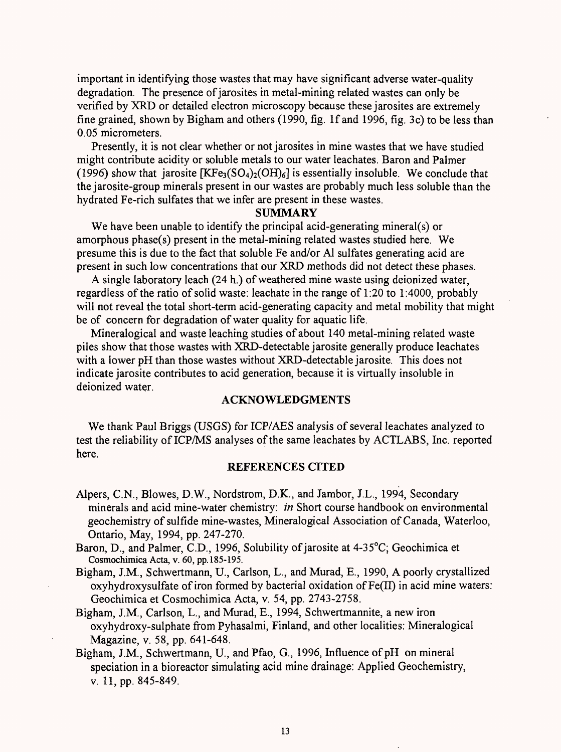important in identifying those wastes that may have significant adverse water-quality degradation. The presence of jarosites in metal-mining related wastes can only be verified by XRD or detailed electron microscopy because these jarosites are extremely fine grained, shown by Bigham and others (1990, fig. 1f and 1996, fig. 3c) to be less than 0.05 micrometers.

Presently, it is not clear whether or not jarosites in mine wastes that we have studied might contribute acidity or soluble metals to our water leachates. Baron and Palmer (1996) show that jarosite $[KFe_3(SO_4)_2(OH)_6]$ is essentially insoluble. We conclude that the jarosite-group minerals present in our wastes are probably much less soluble than the hydrated Fe-rich sulfates that we infer are present in these wastes.

## SUMMARY

We have been unable to identify the principal acid-generating mineral(s) or amorphous phase(s) present in the metal-mining related wastes studied here. We presume this is due to the fact that soluble Fe and/or Al sulfates generating acid are present in such low concentrations that our XRD methods did not detect these phases.

A single laboratory leach (24 h.) of weathered mine waste using deionized water, regardless of the ratio of solid waste: leachate in the range of 1:20 to 1:4000, probably will not reveal the total short-term acid-generating capacity and metal mobility that might be of concern for degradation of water quality for aquatic life.

Mineralogical and waste leaching studies of about 140 metal-mining related waste piles show that those wastes with XRD-detectable jarosite generally produce leachates with a lower pH than those wastes without XRD-detectable jarosite. This does not indicate jarosite contributes to acid generation, because it is virtually insoluble in deionized water.

## ACKNOWLEDGMENTS

We thank Paul Briggs (USGS) for ICP/AES analysis of several leachates analyzed to test the reliability of ICP/MS analyses of the same leachates by ACTLABS, Inc. reported here.

## REFERENCES CITED

Alpers, C.N., Blowes, D.W., Nordstrom, D.K., and Jambor, J.L., 1994, Secondary minerals and acid mine-water chemistry: *in* Short course handbook on environmental geochemistry of sulfide mine-wastes, Mineralogical Association of Canada, Waterloo, Ontario, May, 1994, pp. 247-270.

Baron, D., and Palmer, C.D., 1996, Solubility of jarosite at 4-35°C; Geochimica et Cosmochimica Acta, v. 60, pp.185-195.

Bigham, J.M., Schwertmann, U., Carlson, L., and Murad, E., 1990, A poorly crystallized oxyhydroxysulfate of iron formed by bacterial oxidation of Fe(II) in acid mine waters: Geochimica et Cosmochimica Acta, v. 54, pp. 2743-2758.

Bigham, J.M., Carlson, L., and Murad, E., 1994, Schwertmannite, a new iron oxyhydroxy-sulphate from Pyhasalmi, Finland, and other localities: Mineralogical Magazine, v. 58, pp. 641-648.

Bigham, J.M., Schwertmann, U., and Pfao, G., 1996, Influence of pH on mineral speciation in a bioreactor simulating acid mine drainage: Applied Geochemistry, v. 11, pp. 845-849.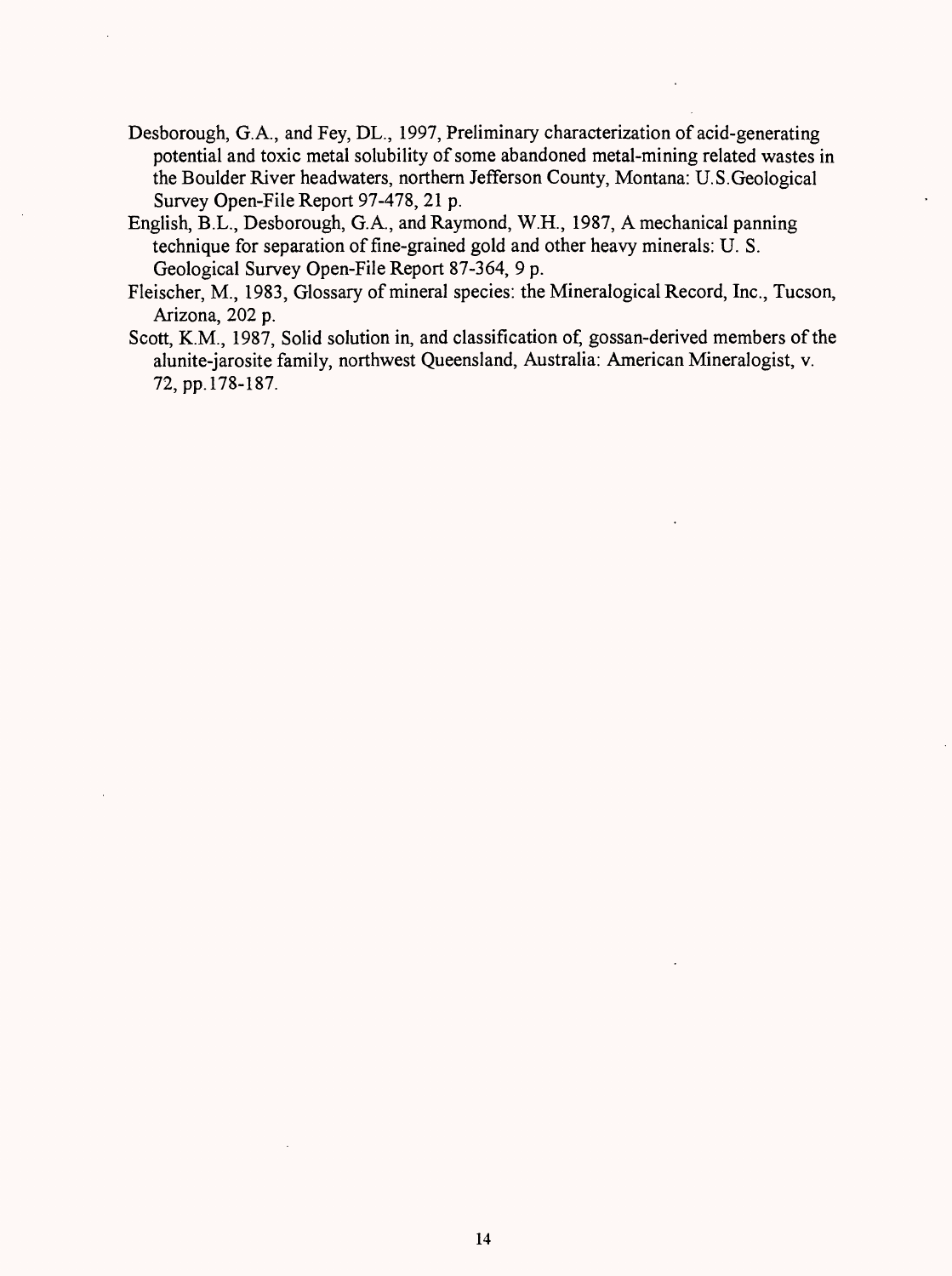Desborough, G.A., and Fey, DL., 1997, Preliminary characterization of acid-generating potential and toxic metal solubility of some abandoned metal-mining related wastes in the Boulder River headwaters, northern Jefferson County, Montana: U.S.Geological Survey Open-File Report 97-478, 21 p.

English, B.L., Desborough, G.A., and Raymond, W.H., 1987, A mechanical panning technique for separation of fine-grained gold and other heavy minerals: U. S. Geological Survey Open-File Report 87-364, 9 p.

Fleischer, M., 1983, Glossary of mineral species: the Mineralogical Record, Inc., Tucson, Arizona, 202 p.

Scott, K.M., 1987, Solid solution in, and classification of, gossan-derived members of the alunite-jarosite family, northwest Queensland, Australia: American Mineralogist, v. 72, pp.178-187.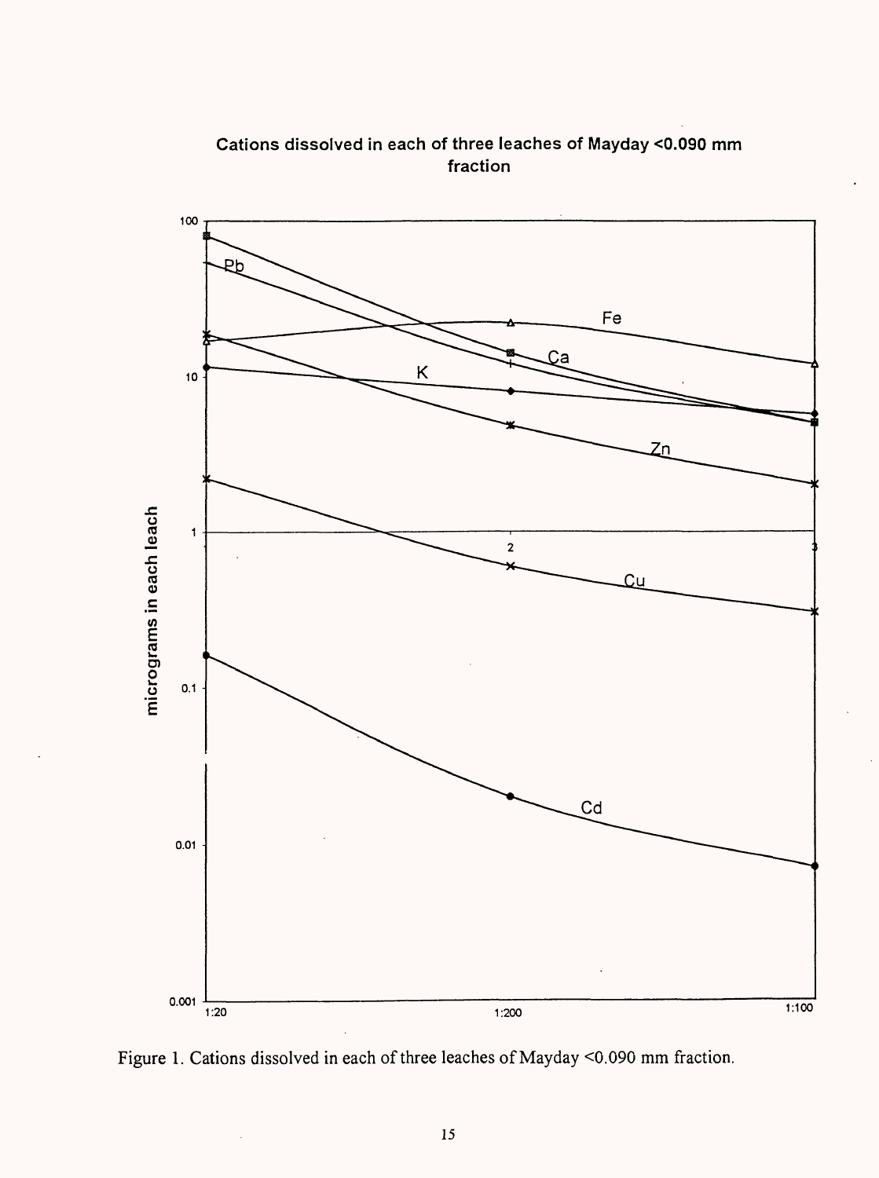Figure 1. Cations dissolved in each of three leaches of Mayday <0.090 mm fraction.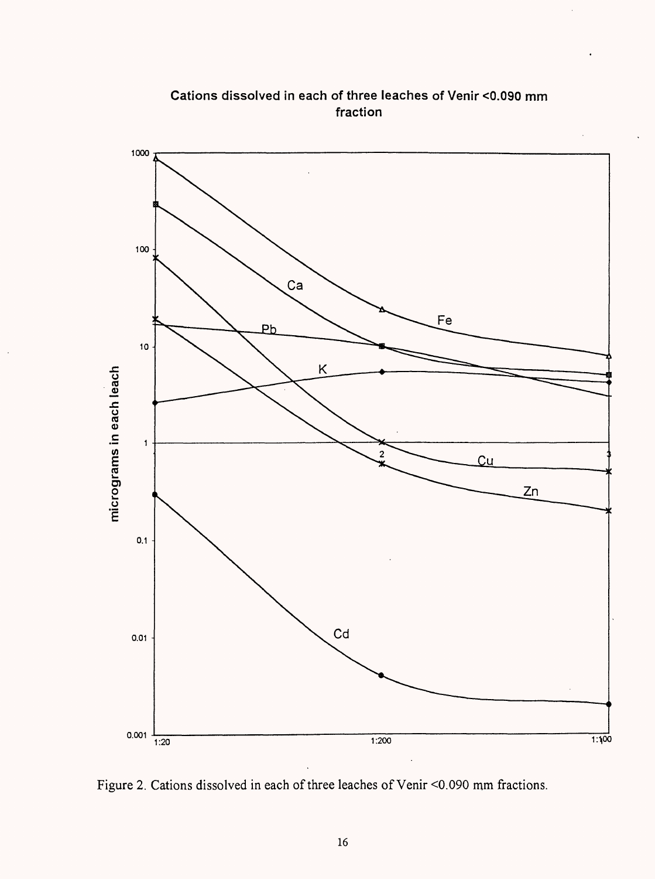Figure 2. Cations dissolved in each of three leaches of Venir <0.090 mm fractions.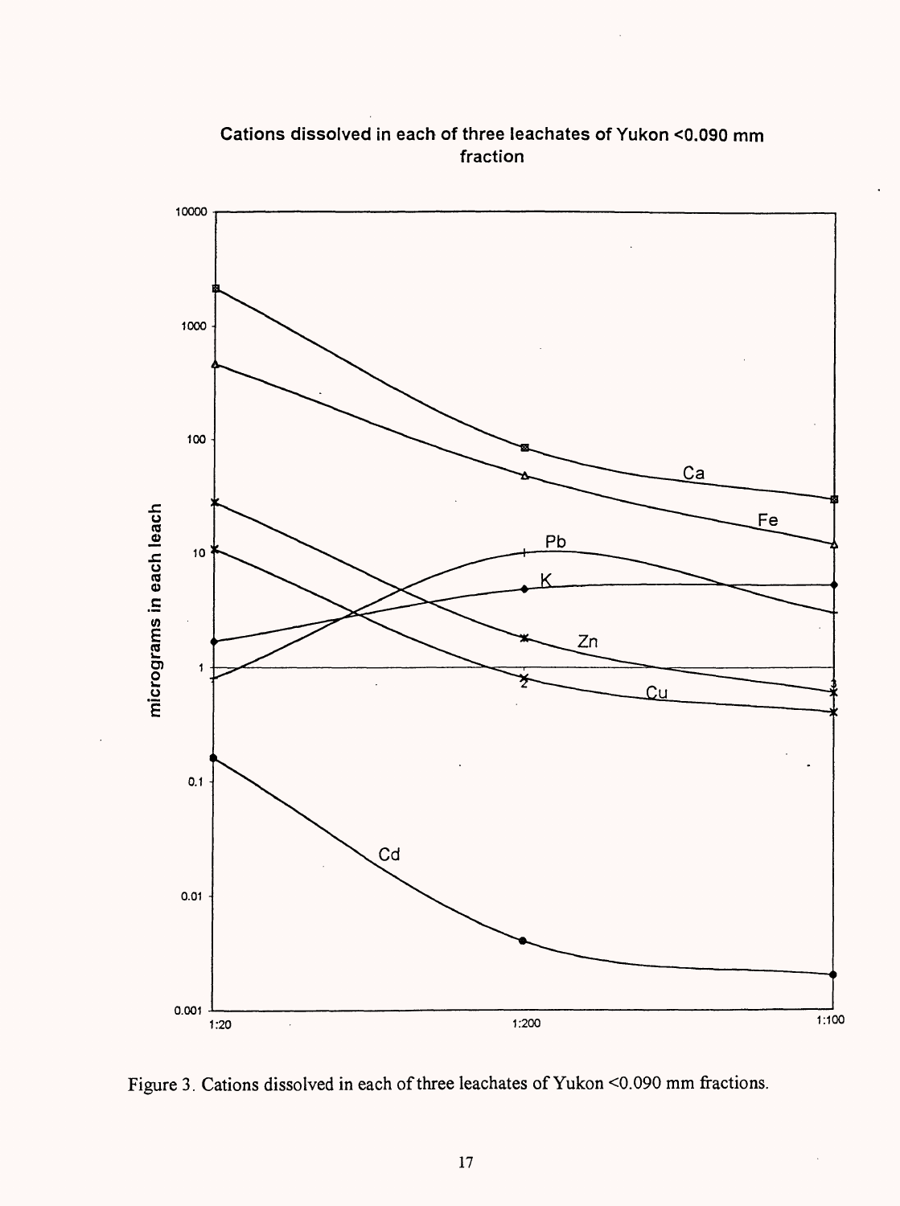Figure 3. Cations dissolved in each of three leachates of Yukon <0.090 mm fractions.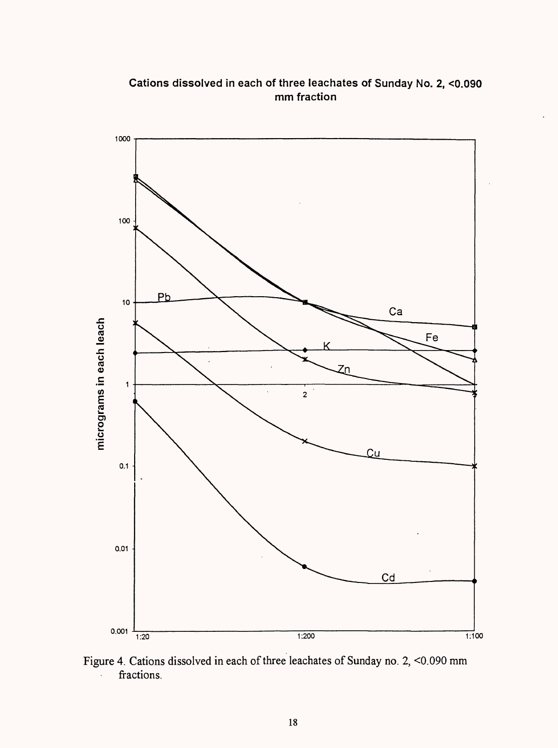Cations dissolved in each of three leachates of Sunday No. 2, <0.090 mm fraction

micrograms in each leach

1000

100

10

1

0.1

0.01

0.001

1:20

1:200

1:100

2

Pb

Ca

Fe

K

Zn

Cu

Cd

Figure 4. Cations dissolved in each of three leachates of Sunday no. 2, <0.090 mm fractions.